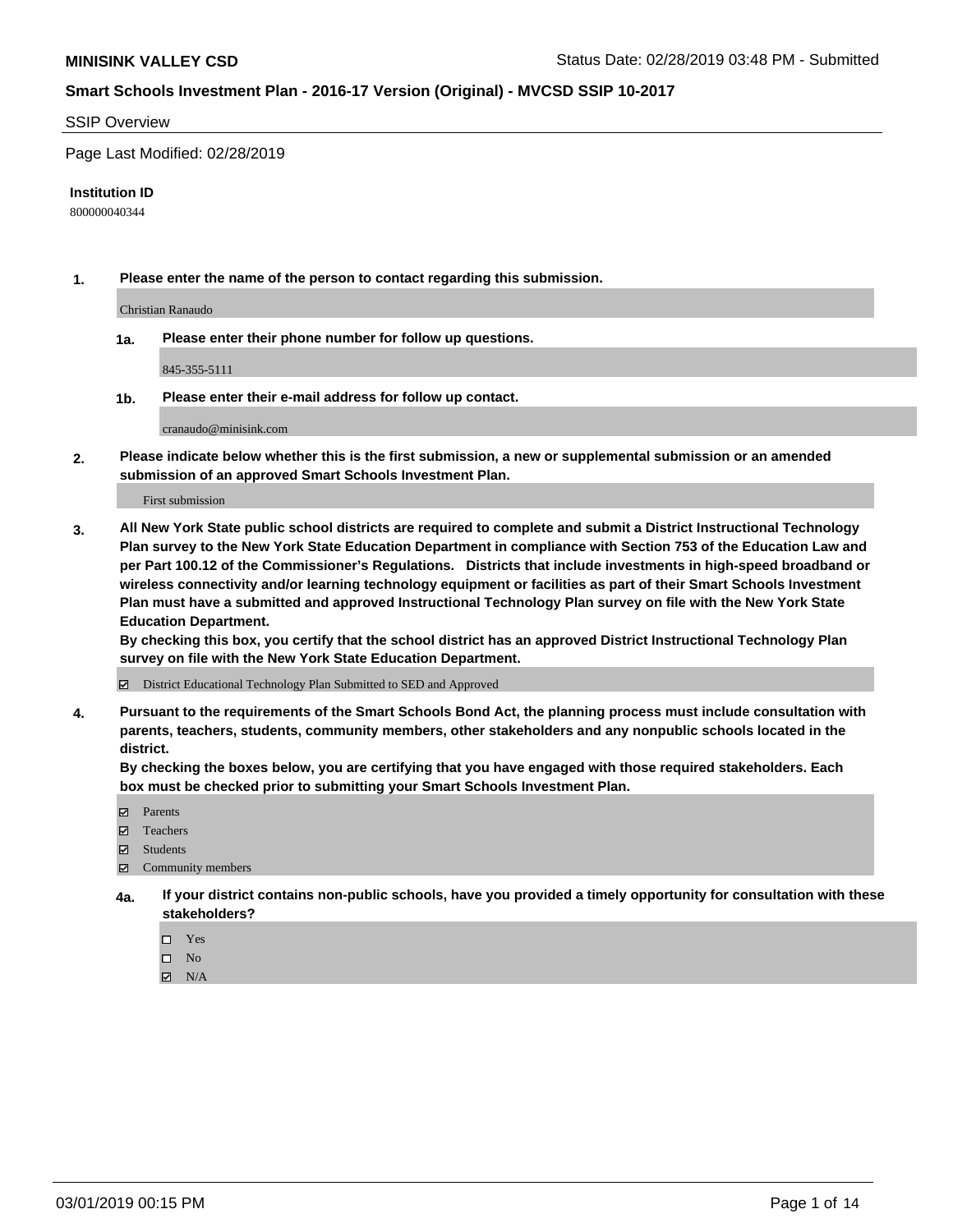**MINISINK VALLEY CSD**

Status Date: 02/28/2019 03:48 PM - Submitted

**Smart Schools Investment Plan - 2016-17 Version (Original) - MVCSD SSIP 10-2017**

SSIP Overview

Page Last Modified: 02/28/2019

**Institution ID**

800000040344

**1. Please enter the name of the person to contact regarding this submission.**

Christian Ranaudo

**1a. Please enter their phone number for follow up questions.**

845-355-5111

**1b. Please enter their e-mail address for follow up contact.**

cranaudo@minisink.com

**2. Please indicate below whether this is the first submission, a new or supplemental submission or an amended submission of an approved Smart Schools Investment Plan.**

First submission

**3. All New York State public school districts are required to complete and submit a District Instructional Technology Plan survey to the New York State Education Department in compliance with Section 753 of the Education Law and per Part 100.12 of the Commissioner's Regulations. Districts that include investments in high-speed broadband or wireless connectivity and/or learning technology equipment or facilities as part of their Smart Schools Investment Plan must have a submitted and approved Instructional Technology Plan survey on file with the New York State Education Department.**
**By checking this box, you certify that the school district has an approved District Instructional Technology Plan survey on file with the New York State Education Department.**

☑ District Educational Technology Plan Submitted to SED and Approved

**4. Pursuant to the requirements of the Smart Schools Bond Act, the planning process must include consultation with parents, teachers, students, community members, other stakeholders and any nonpublic schools located in the district.**
**By checking the boxes below, you are certifying that you have engaged with those required stakeholders. Each box must be checked prior to submitting your Smart Schools Investment Plan.**

☑ Parents
☑ Teachers
☑ Students
☑ Community members

**4a. If your district contains non-public schools, have you provided a timely opportunity for consultation with these stakeholders?**

☐ Yes
☐ No
☑ N/A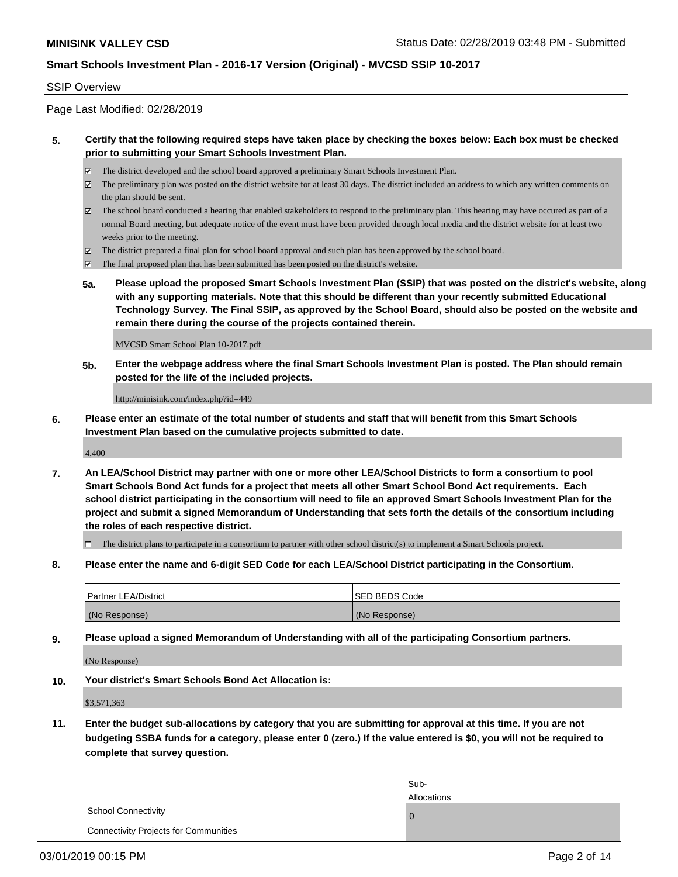SSIP Overview

Page Last Modified: 02/28/2019

**5. Certify that the following required steps have taken place by checking the boxes below: Each box must be checked prior to submitting your Smart Schools Investment Plan.**

- ☑ The district developed and the school board approved a preliminary Smart Schools Investment Plan.
- ☑ The preliminary plan was posted on the district website for at least 30 days. The district included an address to which any written comments on the plan should be sent.
- ☑ The school board conducted a hearing that enabled stakeholders to respond to the preliminary plan. This hearing may have occured as part of a normal Board meeting, but adequate notice of the event must have been provided through local media and the district website for at least two weeks prior to the meeting.
- ☑ The district prepared a final plan for school board approval and such plan has been approved by the school board.
- ☑ The final proposed plan that has been submitted has been posted on the district's website.

**5a. Please upload the proposed Smart Schools Investment Plan (SSIP) that was posted on the district's website, along with any supporting materials. Note that this should be different than your recently submitted Educational Technology Survey. The Final SSIP, as approved by the School Board, should also be posted on the website and remain there during the course of the projects contained therein.**

MVCSD Smart School Plan 10-2017.pdf

**5b. Enter the webpage address where the final Smart Schools Investment Plan is posted. The Plan should remain posted for the life of the included projects.**

http://minisink.com/index.php?id=449

**6. Please enter an estimate of the total number of students and staff that will benefit from this Smart Schools Investment Plan based on the cumulative projects submitted to date.**

4,400

**7. An LEA/School District may partner with one or more other LEA/School Districts to form a consortium to pool Smart Schools Bond Act funds for a project that meets all other Smart School Bond Act requirements. Each school district participating in the consortium will need to file an approved Smart Schools Investment Plan for the project and submit a signed Memorandum of Understanding that sets forth the details of the consortium including the roles of each respective district.**

- ☐ The district plans to participate in a consortium to partner with other school district(s) to implement a Smart Schools project.

**8. Please enter the name and 6-digit SED Code for each LEA/School District participating in the Consortium.**

| Partner LEA/District | SED BEDS Code |
|---|---|
| (No Response) | (No Response) |

**9. Please upload a signed Memorandum of Understanding with all of the participating Consortium partners.**

(No Response)

**10. Your district's Smart Schools Bond Act Allocation is:**

$3,571,363

**11. Enter the budget sub-allocations by category that you are submitting for approval at this time. If you are not budgeting SSBA funds for a category, please enter 0 (zero.) If the value entered is $0, you will not be required to complete that survey question.**

| | Sub-Allocations |
|---|---|
| School Connectivity | 0 |
| Connectivity Projects for Communities | |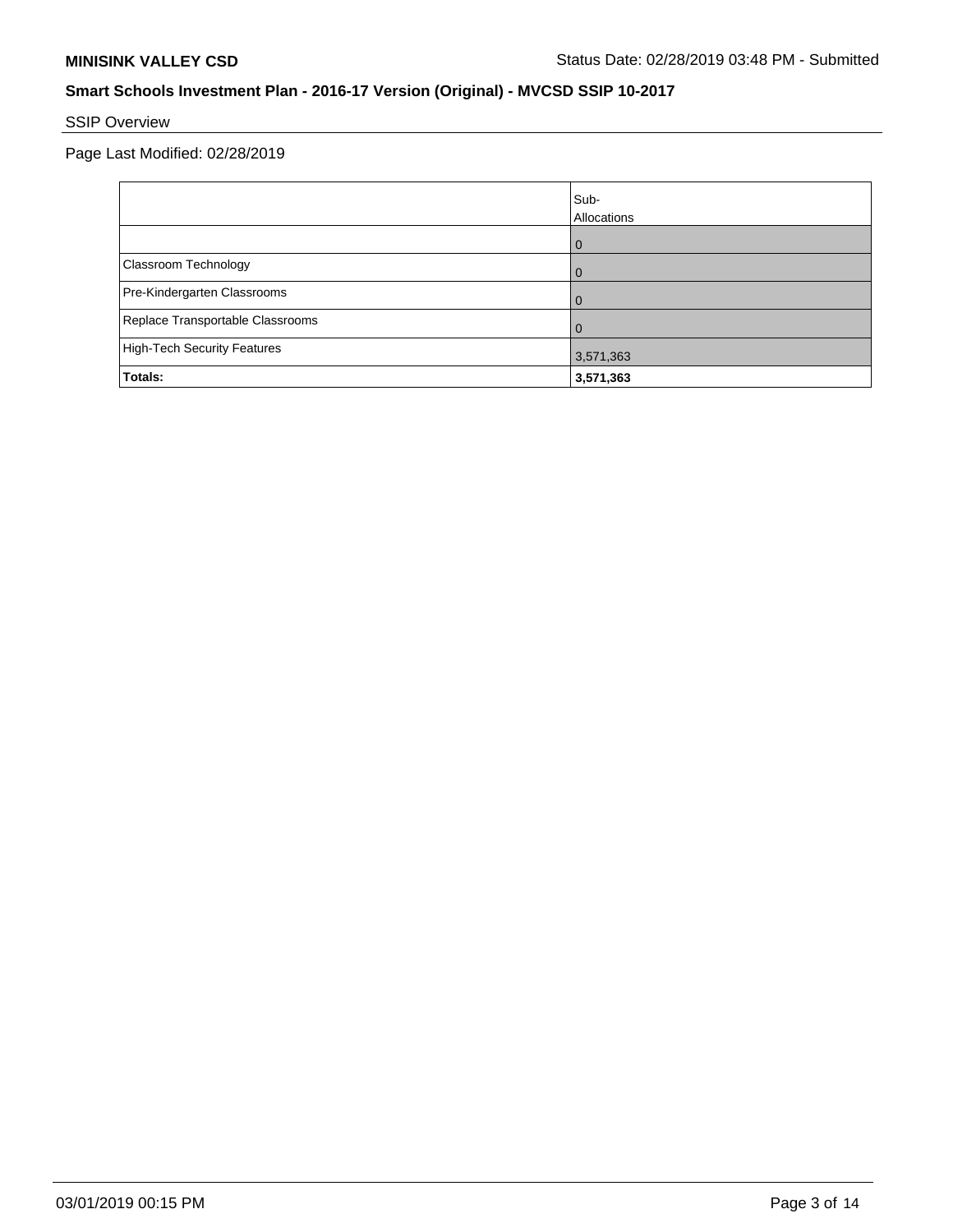## SSIP Overview

Page Last Modified: 02/28/2019

| | Sub-Allocations |
|---|---|
| | 0 |
| Classroom Technology | 0 |
| Pre-Kindergarten Classrooms | 0 |
| Replace Transportable Classrooms | 0 |
| High-Tech Security Features | 3,571,363 |
| **Totals:** | **3,571,363** |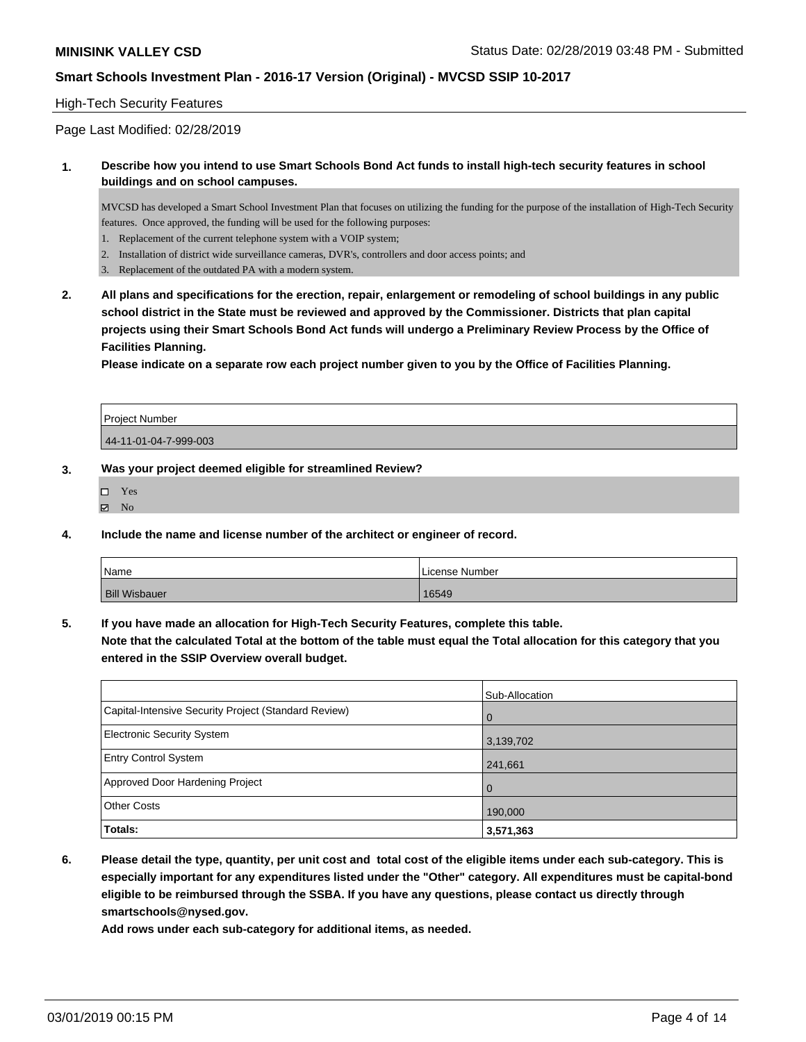**MINISINK VALLEY CSD** Status Date: 02/28/2019 03:48 PM - Submitted

**Smart Schools Investment Plan - 2016-17 Version (Original) - MVCSD SSIP 10-2017**

High-Tech Security Features

Page Last Modified: 02/28/2019

**1. Describe how you intend to use Smart Schools Bond Act funds to install high-tech security features in school buildings and on school campuses.**

MVCSD has developed a Smart School Investment Plan that focuses on utilizing the funding for the purpose of the installation of High-Tech Security features. Once approved, the funding will be used for the following purposes:

1. Replacement of the current telephone system with a VOIP system;
2. Installation of district wide surveillance cameras, DVR's, controllers and door access points; and
3. Replacement of the outdated PA with a modern system.

**2. All plans and specifications for the erection, repair, enlargement or remodeling of school buildings in any public school district in the State must be reviewed and approved by the Commissioner. Districts that plan capital projects using their Smart Schools Bond Act funds will undergo a Preliminary Review Process by the Office of Facilities Planning.**

**Please indicate on a separate row each project number given to you by the Office of Facilities Planning.**

| Project Number |
|---|
| 44-11-01-04-7-999-003 |

**3. Was your project deemed eligible for streamlined Review?**

- ☐ Yes
- ☑ No

**4. Include the name and license number of the architect or engineer of record.**

| Name | License Number |
|---|---|
| Bill Wisbauer | 16549 |

**5. If you have made an allocation for High-Tech Security Features, complete this table.**
**Note that the calculated Total at the bottom of the table must equal the Total allocation for this category that you entered in the SSIP Overview overall budget.**

| | Sub-Allocation |
|---|---|
| Capital-Intensive Security Project (Standard Review) | 0 |
| Electronic Security System | 3,139,702 |
| Entry Control System | 241,661 |
| Approved Door Hardening Project | 0 |
| Other Costs | 190,000 |
| **Totals:** | **3,571,363** |

**6. Please detail the type, quantity, per unit cost and total cost of the eligible items under each sub-category. This is especially important for any expenditures listed under the "Other" category. All expenditures must be capital-bond eligible to be reimbursed through the SSBA. If you have any questions, please contact us directly through smartschools@nysed.gov.**

**Add rows under each sub-category for additional items, as needed.**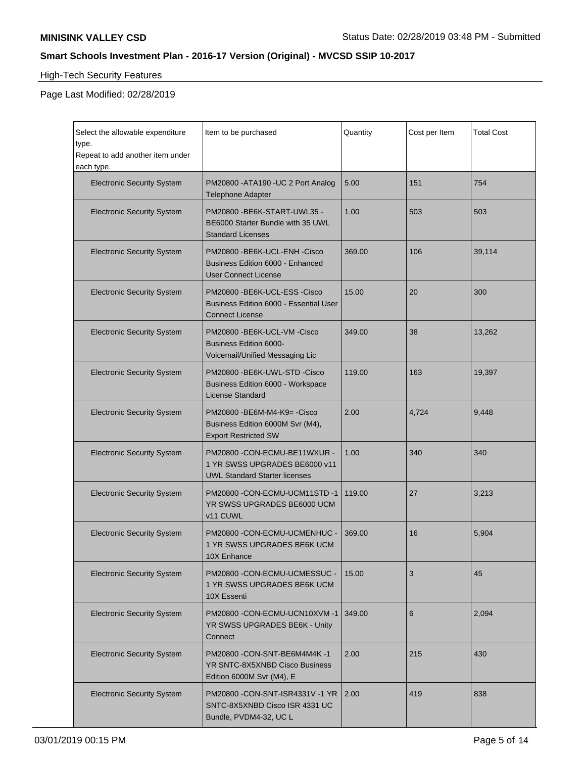**MINISINK VALLEY CSD** Status Date: 02/28/2019 03:48 PM - Submitted

**Smart Schools Investment Plan - 2016-17 Version (Original) - MVCSD SSIP 10-2017**

High-Tech Security Features

Page Last Modified: 02/28/2019

| Select the allowable expenditure type. Repeat to add another item under each type. | Item to be purchased | Quantity | Cost per Item | Total Cost |
|---|---|---|---|---|
| Electronic Security System | PM20800 -ATA190 -UC 2 Port Analog Telephone Adapter | 5.00 | 151 | 754 |
| Electronic Security System | PM20800 -BE6K-START-UWL35 - BE6000 Starter Bundle with 35 UWL Standard Licenses | 1.00 | 503 | 503 |
| Electronic Security System | PM20800 -BE6K-UCL-ENH -Cisco Business Edition 6000 - Enhanced User Connect License | 369.00 | 106 | 39,114 |
| Electronic Security System | PM20800 -BE6K-UCL-ESS -Cisco Business Edition 6000 - Essential User Connect License | 15.00 | 20 | 300 |
| Electronic Security System | PM20800 -BE6K-UCL-VM -Cisco Business Edition 6000- Voicemail/Unified Messaging Lic | 349.00 | 38 | 13,262 |
| Electronic Security System | PM20800 -BE6K-UWL-STD -Cisco Business Edition 6000 - Workspace License Standard | 119.00 | 163 | 19,397 |
| Electronic Security System | PM20800 -BE6M-M4-K9= -Cisco Business Edition 6000M Svr (M4), Export Restricted SW | 2.00 | 4,724 | 9,448 |
| Electronic Security System | PM20800 -CON-ECMU-BE11WXUR - 1 YR SWSS UPGRADES BE6000 v11 UWL Standard Starter licenses | 1.00 | 340 | 340 |
| Electronic Security System | PM20800 -CON-ECMU-UCM11STD -1 YR SWSS UPGRADES BE6000 UCM v11 CUWL | 119.00 | 27 | 3,213 |
| Electronic Security System | PM20800 -CON-ECMU-UCMENHUC - 1 YR SWSS UPGRADES BE6K UCM 10X Enhance | 369.00 | 16 | 5,904 |
| Electronic Security System | PM20800 -CON-ECMU-UCMESSUC - 1 YR SWSS UPGRADES BE6K UCM 10X Essenti | 15.00 | 3 | 45 |
| Electronic Security System | PM20800 -CON-ECMU-UCN10XVM -1 YR SWSS UPGRADES BE6K - Unity Connect | 349.00 | 6 | 2,094 |
| Electronic Security System | PM20800 -CON-SNT-BE6M4M4K -1 YR SNTC-8X5XNBD Cisco Business Edition 6000M Svr (M4), E | 2.00 | 215 | 430 |
| Electronic Security System | PM20800 -CON-SNT-ISR4331V -1 YR SNTC-8X5XNBD Cisco ISR 4331 UC Bundle, PVDM4-32, UC L | 2.00 | 419 | 838 |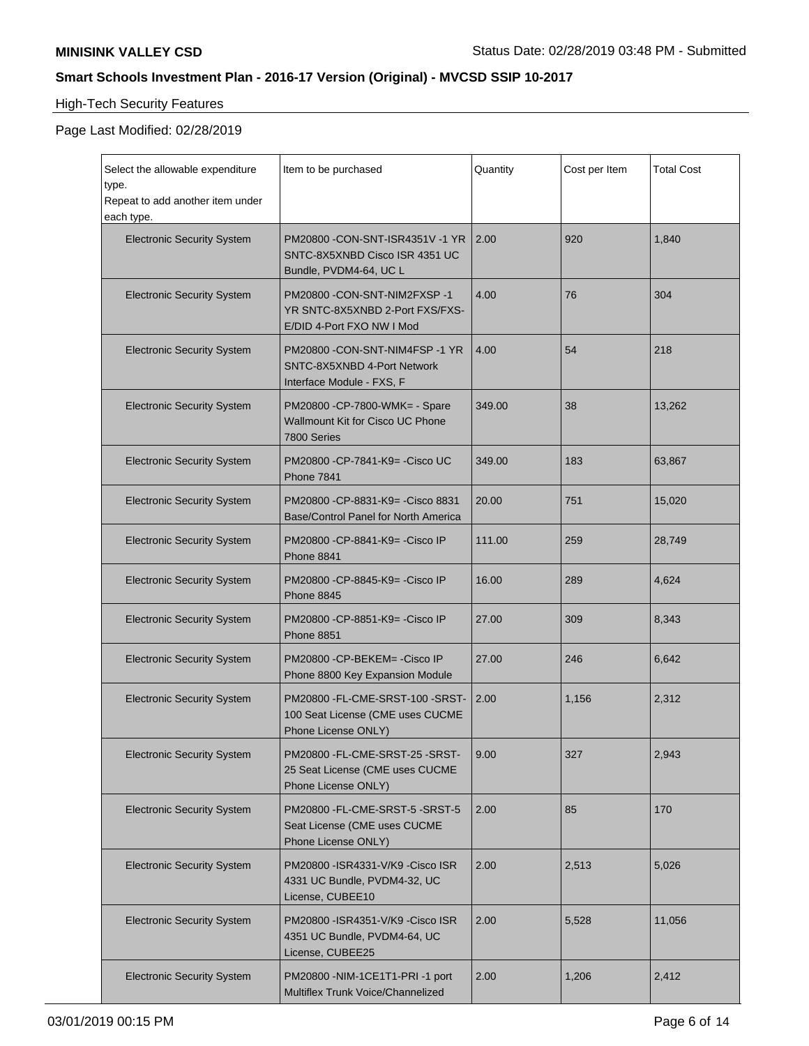**MINISINK VALLEY CSD** Status Date: 02/28/2019 03:48 PM - Submitted

**Smart Schools Investment Plan - 2016-17 Version (Original) - MVCSD SSIP 10-2017**

High-Tech Security Features

Page Last Modified: 02/28/2019

| Select the allowable expenditure type. Repeat to add another item under each type. | Item to be purchased | Quantity | Cost per Item | Total Cost |
|---|---|---|---|---|
| Electronic Security System | PM20800 -CON-SNT-ISR4351V -1 YR SNTC-8X5XNBD Cisco ISR 4351 UC Bundle, PVDM4-64, UC L | 2.00 | 920 | 1,840 |
| Electronic Security System | PM20800 -CON-SNT-NIM2FXSP -1 YR SNTC-8X5XNBD 2-Port FXS/FXS-E/DID 4-Port FXO NW I Mod | 4.00 | 76 | 304 |
| Electronic Security System | PM20800 -CON-SNT-NIM4FSP -1 YR SNTC-8X5XNBD 4-Port Network Interface Module - FXS, F | 4.00 | 54 | 218 |
| Electronic Security System | PM20800 -CP-7800-WMK= - Spare Wallmount Kit for Cisco UC Phone 7800 Series | 349.00 | 38 | 13,262 |
| Electronic Security System | PM20800 -CP-7841-K9= -Cisco UC Phone 7841 | 349.00 | 183 | 63,867 |
| Electronic Security System | PM20800 -CP-8831-K9= -Cisco 8831 Base/Control Panel for North America | 20.00 | 751 | 15,020 |
| Electronic Security System | PM20800 -CP-8841-K9= -Cisco IP Phone 8841 | 111.00 | 259 | 28,749 |
| Electronic Security System | PM20800 -CP-8845-K9= -Cisco IP Phone 8845 | 16.00 | 289 | 4,624 |
| Electronic Security System | PM20800 -CP-8851-K9= -Cisco IP Phone 8851 | 27.00 | 309 | 8,343 |
| Electronic Security System | PM20800 -CP-BEKEM= -Cisco IP Phone 8800 Key Expansion Module | 27.00 | 246 | 6,642 |
| Electronic Security System | PM20800 -FL-CME-SRST-100 -SRST-100 Seat License (CME uses CUCME Phone License ONLY) | 2.00 | 1,156 | 2,312 |
| Electronic Security System | PM20800 -FL-CME-SRST-25 -SRST-25 Seat License (CME uses CUCME Phone License ONLY) | 9.00 | 327 | 2,943 |
| Electronic Security System | PM20800 -FL-CME-SRST-5 -SRST-5 Seat License (CME uses CUCME Phone License ONLY) | 2.00 | 85 | 170 |
| Electronic Security System | PM20800 -ISR4331-V/K9 -Cisco ISR 4331 UC Bundle, PVDM4-32, UC License, CUBEE10 | 2.00 | 2,513 | 5,026 |
| Electronic Security System | PM20800 -ISR4351-V/K9 -Cisco ISR 4351 UC Bundle, PVDM4-64, UC License, CUBEE25 | 2.00 | 5,528 | 11,056 |
| Electronic Security System | PM20800 -NIM-1CE1T1-PRI -1 port Multiflex Trunk Voice/Channelized | 2.00 | 1,206 | 2,412 |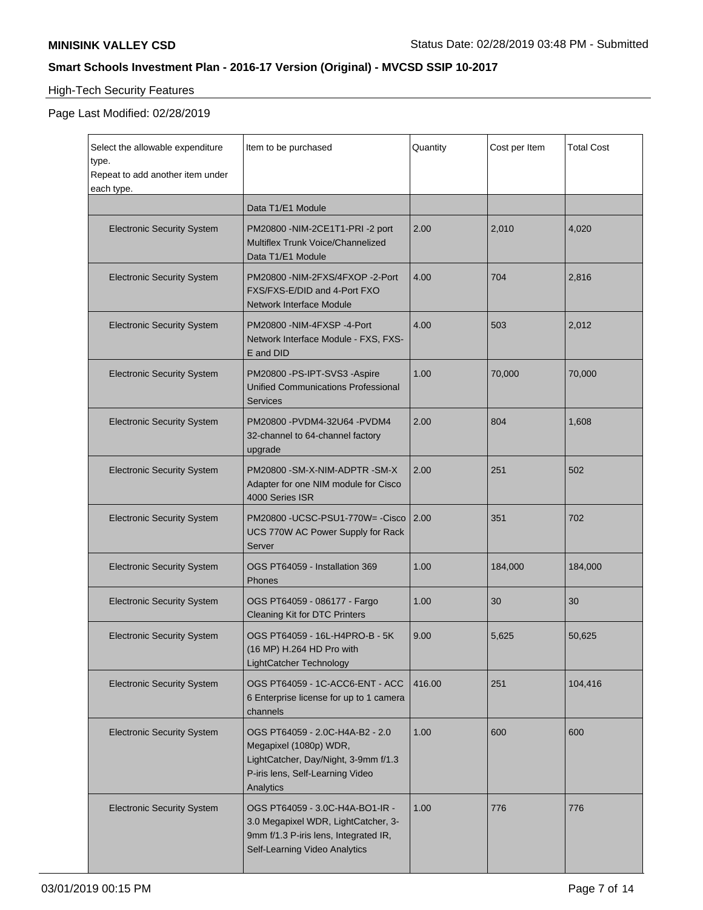## High-Tech Security Features

Page Last Modified: 02/28/2019

| Select the allowable expenditure type. Repeat to add another item under each type. | Item to be purchased | Quantity | Cost per Item | Total Cost |
|---|---|---|---|---|
| | Data T1/E1 Module | | | |
| Electronic Security System | PM20800 -NIM-2CE1T1-PRI -2 port Multiflex Trunk Voice/Channelized Data T1/E1 Module | 2.00 | 2,010 | 4,020 |
| Electronic Security System | PM20800 -NIM-2FXS/4FXOP -2-Port FXS/FXS-E/DID and 4-Port FXO Network Interface Module | 4.00 | 704 | 2,816 |
| Electronic Security System | PM20800 -NIM-4FXSP -4-Port Network Interface Module - FXS, FXS-E and DID | 4.00 | 503 | 2,012 |
| Electronic Security System | PM20800 -PS-IPT-SVS3 -Aspire Unified Communications Professional Services | 1.00 | 70,000 | 70,000 |
| Electronic Security System | PM20800 -PVDM4-32U64 -PVDM4 32-channel to 64-channel factory upgrade | 2.00 | 804 | 1,608 |
| Electronic Security System | PM20800 -SM-X-NIM-ADPTR -SM-X Adapter for one NIM module for Cisco 4000 Series ISR | 2.00 | 251 | 502 |
| Electronic Security System | PM20800 -UCSC-PSU1-770W= -Cisco UCS 770W AC Power Supply for Rack Server | 2.00 | 351 | 702 |
| Electronic Security System | OGS PT64059 - Installation 369 Phones | 1.00 | 184,000 | 184,000 |
| Electronic Security System | OGS PT64059 - 086177 - Fargo Cleaning Kit for DTC Printers | 1.00 | 30 | 30 |
| Electronic Security System | OGS PT64059 - 16L-H4PRO-B - 5K (16 MP) H.264 HD Pro with LightCatcher Technology | 9.00 | 5,625 | 50,625 |
| Electronic Security System | OGS PT64059 - 1C-ACC6-ENT - ACC 6 Enterprise license for up to 1 camera channels | 416.00 | 251 | 104,416 |
| Electronic Security System | OGS PT64059 - 2.0C-H4A-B2 - 2.0 Megapixel (1080p) WDR, LightCatcher, Day/Night, 3-9mm f/1.3 P-iris lens, Self-Learning Video Analytics | 1.00 | 600 | 600 |
| Electronic Security System | OGS PT64059 - 3.0C-H4A-BO1-IR - 3.0 Megapixel WDR, LightCatcher, 3-9mm f/1.3 P-iris lens, Integrated IR, Self-Learning Video Analytics | 1.00 | 776 | 776 |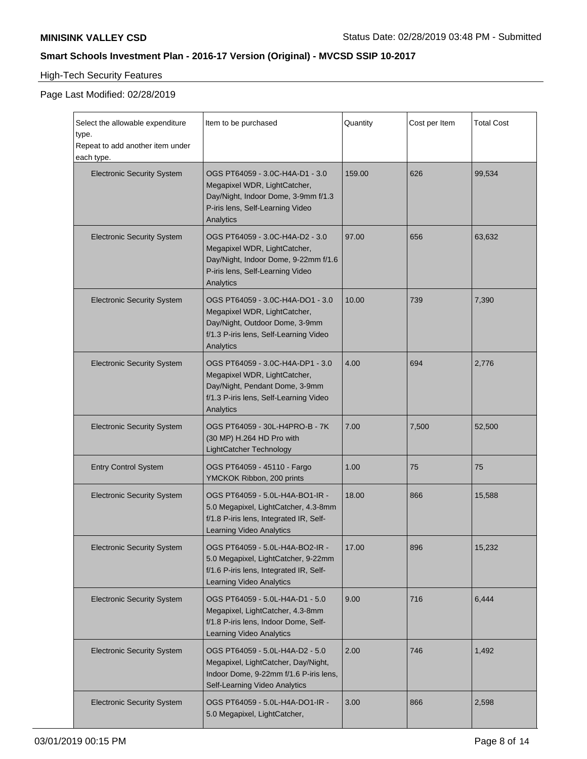**MINISINK VALLEY CSD**

Status Date: 02/28/2019 03:48 PM - Submitted

**Smart Schools Investment Plan - 2016-17 Version (Original) - MVCSD SSIP 10-2017**

High-Tech Security Features

Page Last Modified: 02/28/2019

| Select the allowable expenditure type. Repeat to add another item under each type. | Item to be purchased | Quantity | Cost per Item | Total Cost |
|---|---|---|---|---|
| Electronic Security System | OGS PT64059 - 3.0C-H4A-D1 - 3.0 Megapixel WDR, LightCatcher, Day/Night, Indoor Dome, 3-9mm f/1.3 P-iris lens, Self-Learning Video Analytics | 159.00 | 626 | 99,534 |
| Electronic Security System | OGS PT64059 - 3.0C-H4A-D2 - 3.0 Megapixel WDR, LightCatcher, Day/Night, Indoor Dome, 9-22mm f/1.6 P-iris lens, Self-Learning Video Analytics | 97.00 | 656 | 63,632 |
| Electronic Security System | OGS PT64059 - 3.0C-H4A-DO1 - 3.0 Megapixel WDR, LightCatcher, Day/Night, Outdoor Dome, 3-9mm f/1.3 P-iris lens, Self-Learning Video Analytics | 10.00 | 739 | 7,390 |
| Electronic Security System | OGS PT64059 - 3.0C-H4A-DP1 - 3.0 Megapixel WDR, LightCatcher, Day/Night, Pendant Dome, 3-9mm f/1.3 P-iris lens, Self-Learning Video Analytics | 4.00 | 694 | 2,776 |
| Electronic Security System | OGS PT64059 - 30L-H4PRO-B - 7K (30 MP) H.264 HD Pro with LightCatcher Technology | 7.00 | 7,500 | 52,500 |
| Entry Control System | OGS PT64059 - 45110 - Fargo YMCKOK Ribbon, 200 prints | 1.00 | 75 | 75 |
| Electronic Security System | OGS PT64059 - 5.0L-H4A-BO1-IR - 5.0 Megapixel, LightCatcher, 4.3-8mm f/1.8 P-iris lens, Integrated IR, Self-Learning Video Analytics | 18.00 | 866 | 15,588 |
| Electronic Security System | OGS PT64059 - 5.0L-H4A-BO2-IR - 5.0 Megapixel, LightCatcher, 9-22mm f/1.6 P-iris lens, Integrated IR, Self-Learning Video Analytics | 17.00 | 896 | 15,232 |
| Electronic Security System | OGS PT64059 - 5.0L-H4A-D1 - 5.0 Megapixel, LightCatcher, 4.3-8mm f/1.8 P-iris lens, Indoor Dome, Self-Learning Video Analytics | 9.00 | 716 | 6,444 |
| Electronic Security System | OGS PT64059 - 5.0L-H4A-D2 - 5.0 Megapixel, LightCatcher, Day/Night, Indoor Dome, 9-22mm f/1.6 P-iris lens, Self-Learning Video Analytics | 2.00 | 746 | 1,492 |
| Electronic Security System | OGS PT64059 - 5.0L-H4A-DO1-IR - 5.0 Megapixel, LightCatcher, | 3.00 | 866 | 2,598 |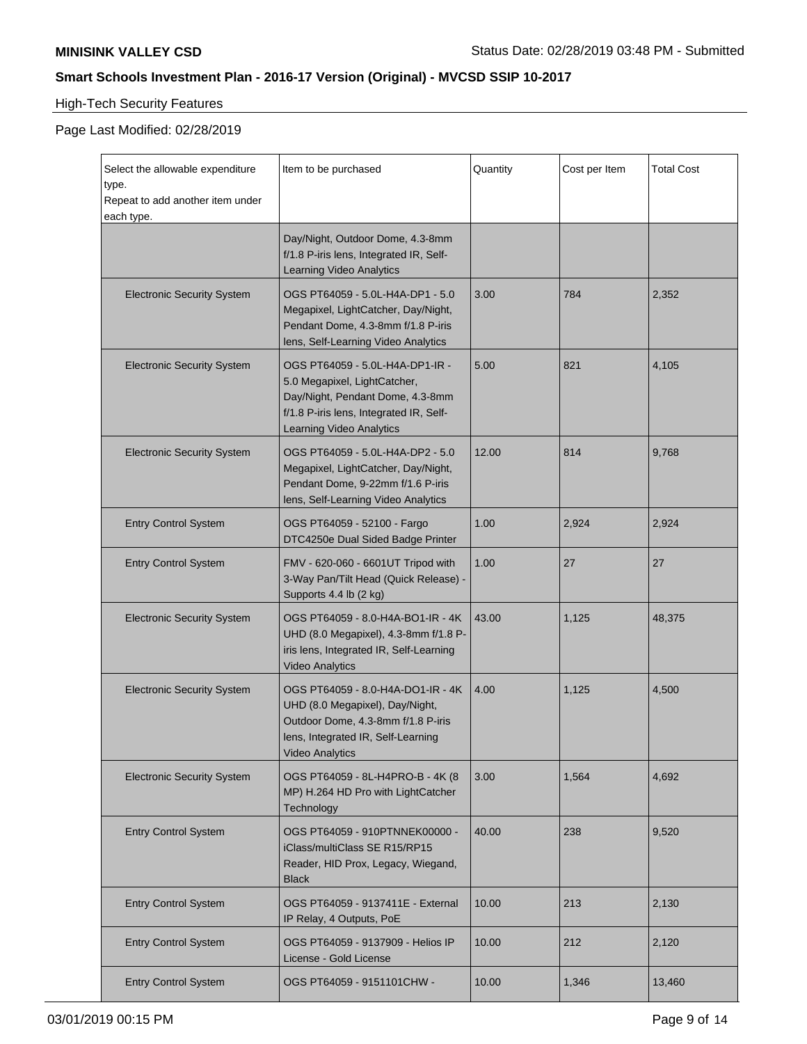**MINISINK VALLEY CSD**

Status Date: 02/28/2019 03:48 PM - Submitted

## Smart Schools Investment Plan - 2016-17 Version (Original) - MVCSD SSIP 10-2017

High-Tech Security Features

Page Last Modified: 02/28/2019

| Select the allowable expenditure type. Repeat to add another item under each type. | Item to be purchased | Quantity | Cost per Item | Total Cost |
|---|---|---|---|---|
| | Day/Night, Outdoor Dome, 4.3-8mm f/1.8 P-iris lens, Integrated IR, Self-Learning Video Analytics | | | |
| Electronic Security System | OGS PT64059 - 5.0L-H4A-DP1 - 5.0 Megapixel, LightCatcher, Day/Night, Pendant Dome, 4.3-8mm f/1.8 P-iris lens, Self-Learning Video Analytics | 3.00 | 784 | 2,352 |
| Electronic Security System | OGS PT64059 - 5.0L-H4A-DP1-IR - 5.0 Megapixel, LightCatcher, Day/Night, Pendant Dome, 4.3-8mm f/1.8 P-iris lens, Integrated IR, Self-Learning Video Analytics | 5.00 | 821 | 4,105 |
| Electronic Security System | OGS PT64059 - 5.0L-H4A-DP2 - 5.0 Megapixel, LightCatcher, Day/Night, Pendant Dome, 9-22mm f/1.6 P-iris lens, Self-Learning Video Analytics | 12.00 | 814 | 9,768 |
| Entry Control System | OGS PT64059 - 52100 - Fargo DTC4250e Dual Sided Badge Printer | 1.00 | 2,924 | 2,924 |
| Entry Control System | FMV - 620-060 - 6601UT Tripod with 3-Way Pan/Tilt Head (Quick Release) - Supports 4.4 lb (2 kg) | 1.00 | 27 | 27 |
| Electronic Security System | OGS PT64059 - 8.0-H4A-BO1-IR - 4K UHD (8.0 Megapixel), 4.3-8mm f/1.8 P-iris lens, Integrated IR, Self-Learning Video Analytics | 43.00 | 1,125 | 48,375 |
| Electronic Security System | OGS PT64059 - 8.0-H4A-DO1-IR - 4K UHD (8.0 Megapixel), Day/Night, Outdoor Dome, 4.3-8mm f/1.8 P-iris lens, Integrated IR, Self-Learning Video Analytics | 4.00 | 1,125 | 4,500 |
| Electronic Security System | OGS PT64059 - 8L-H4PRO-B - 4K (8 MP) H.264 HD Pro with LightCatcher Technology | 3.00 | 1,564 | 4,692 |
| Entry Control System | OGS PT64059 - 910PTNNEK00000 - iClass/multiClass SE R15/RP15 Reader, HID Prox, Legacy, Wiegand, Black | 40.00 | 238 | 9,520 |
| Entry Control System | OGS PT64059 - 9137411E - External IP Relay, 4 Outputs, PoE | 10.00 | 213 | 2,130 |
| Entry Control System | OGS PT64059 - 9137909 - Helios IP License - Gold License | 10.00 | 212 | 2,120 |
| Entry Control System | OGS PT64059 - 9151101CHW - | 10.00 | 1,346 | 13,460 |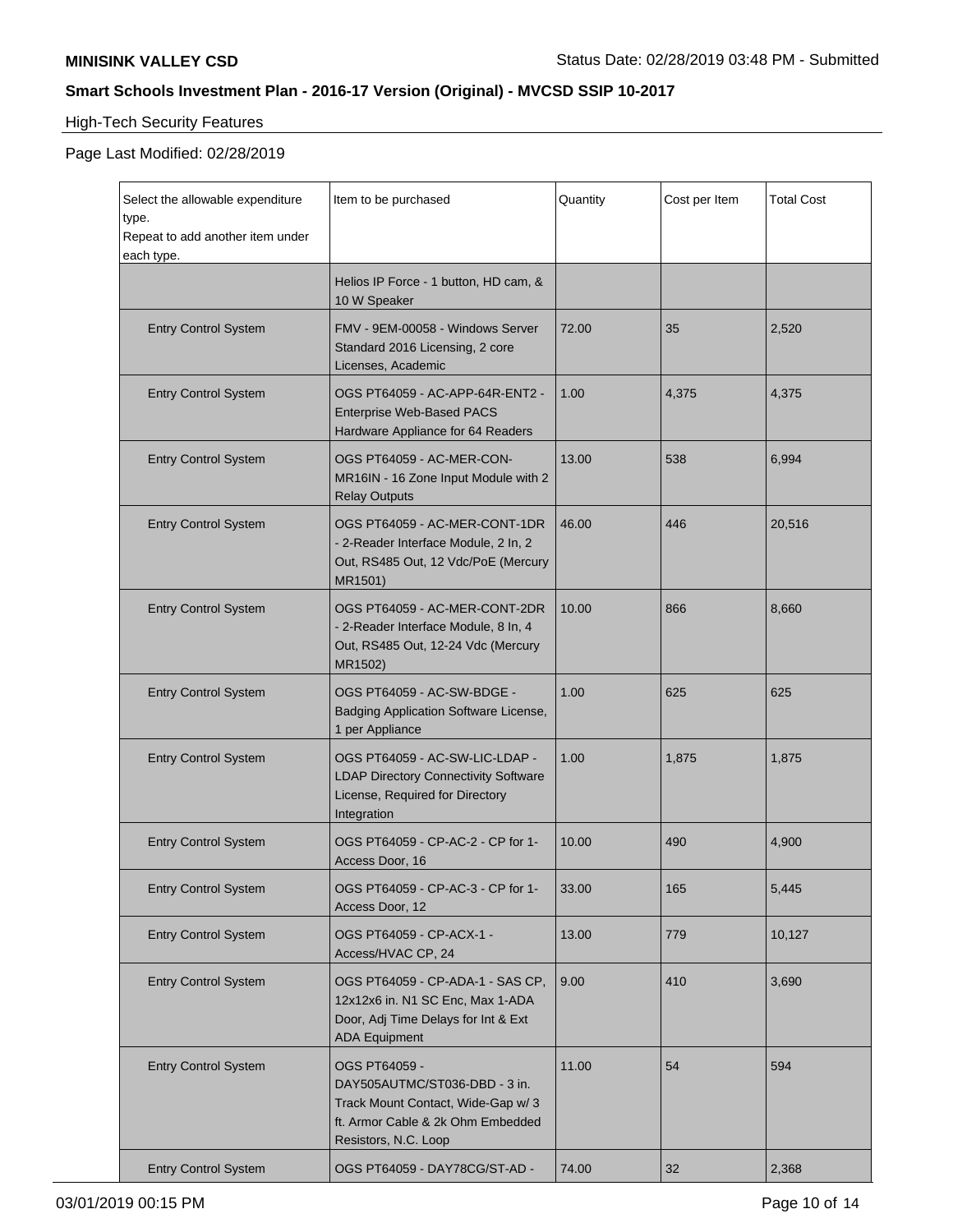## High-Tech Security Features

Page Last Modified: 02/28/2019

| Select the allowable expenditure type. Repeat to add another item under each type. | Item to be purchased | Quantity | Cost per Item | Total Cost |
|---|---|---|---|---|
| | Helios IP Force - 1 button, HD cam, & 10 W Speaker | | | |
| Entry Control System | FMV - 9EM-00058 - Windows Server Standard 2016 Licensing, 2 core Licenses, Academic | 72.00 | 35 | 2,520 |
| Entry Control System | OGS PT64059 - AC-APP-64R-ENT2 - Enterprise Web-Based PACS Hardware Appliance for 64 Readers | 1.00 | 4,375 | 4,375 |
| Entry Control System | OGS PT64059 - AC-MER-CON-MR16IN - 16 Zone Input Module with 2 Relay Outputs | 13.00 | 538 | 6,994 |
| Entry Control System | OGS PT64059 - AC-MER-CONT-1DR - 2-Reader Interface Module, 2 In, 2 Out, RS485 Out, 12 Vdc/PoE (Mercury MR1501) | 46.00 | 446 | 20,516 |
| Entry Control System | OGS PT64059 - AC-MER-CONT-2DR - 2-Reader Interface Module, 8 In, 4 Out, RS485 Out, 12-24 Vdc (Mercury MR1502) | 10.00 | 866 | 8,660 |
| Entry Control System | OGS PT64059 - AC-SW-BDGE - Badging Application Software License, 1 per Appliance | 1.00 | 625 | 625 |
| Entry Control System | OGS PT64059 - AC-SW-LIC-LDAP - LDAP Directory Connectivity Software License, Required for Directory Integration | 1.00 | 1,875 | 1,875 |
| Entry Control System | OGS PT64059 - CP-AC-2 - CP for 1-Access Door, 16 | 10.00 | 490 | 4,900 |
| Entry Control System | OGS PT64059 - CP-AC-3 - CP for 1-Access Door, 12 | 33.00 | 165 | 5,445 |
| Entry Control System | OGS PT64059 - CP-ACX-1 - Access/HVAC CP, 24 | 13.00 | 779 | 10,127 |
| Entry Control System | OGS PT64059 - CP-ADA-1 - SAS CP, 12x12x6 in. N1 SC Enc, Max 1-ADA Door, Adj Time Delays for Int & Ext ADA Equipment | 9.00 | 410 | 3,690 |
| Entry Control System | OGS PT64059 - DAY505AUTMC/ST036-DBD - 3 in. Track Mount Contact, Wide-Gap w/ 3 ft. Armor Cable & 2k Ohm Embedded Resistors, N.C. Loop | 11.00 | 54 | 594 |
| Entry Control System | OGS PT64059 - DAY78CG/ST-AD - | 74.00 | 32 | 2,368 |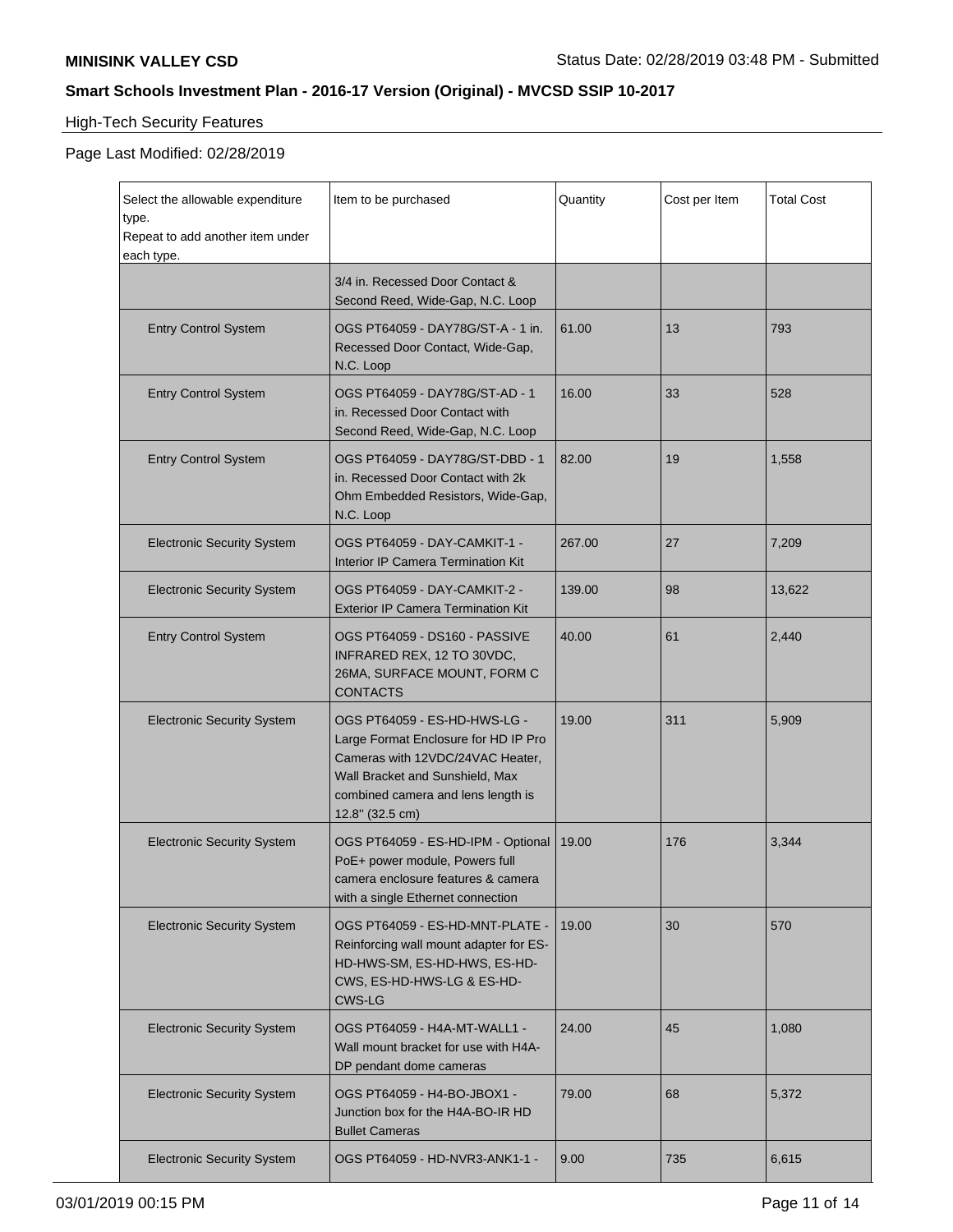## High-Tech Security Features

Page Last Modified: 02/28/2019

| Select the allowable expenditure type. Repeat to add another item under each type. | Item to be purchased | Quantity | Cost per Item | Total Cost |
|---|---|---|---|---|
| | 3/4 in. Recessed Door Contact & Second Reed, Wide-Gap, N.C. Loop | | | |
| Entry Control System | OGS PT64059 - DAY78G/ST-A - 1 in. Recessed Door Contact, Wide-Gap, N.C. Loop | 61.00 | 13 | 793 |
| Entry Control System | OGS PT64059 - DAY78G/ST-AD - 1 in. Recessed Door Contact with Second Reed, Wide-Gap, N.C. Loop | 16.00 | 33 | 528 |
| Entry Control System | OGS PT64059 - DAY78G/ST-DBD - 1 in. Recessed Door Contact with 2k Ohm Embedded Resistors, Wide-Gap, N.C. Loop | 82.00 | 19 | 1,558 |
| Electronic Security System | OGS PT64059 - DAY-CAMKIT-1 - Interior IP Camera Termination Kit | 267.00 | 27 | 7,209 |
| Electronic Security System | OGS PT64059 - DAY-CAMKIT-2 - Exterior IP Camera Termination Kit | 139.00 | 98 | 13,622 |
| Entry Control System | OGS PT64059 - DS160 - PASSIVE INFRARED REX, 12 TO 30VDC, 26MA, SURFACE MOUNT, FORM C CONTACTS | 40.00 | 61 | 2,440 |
| Electronic Security System | OGS PT64059 - ES-HD-HWS-LG - Large Format Enclosure for HD IP Pro Cameras with 12VDC/24VAC Heater, Wall Bracket and Sunshield, Max combined camera and lens length is 12.8" (32.5 cm) | 19.00 | 311 | 5,909 |
| Electronic Security System | OGS PT64059 - ES-HD-IPM - Optional PoE+ power module, Powers full camera enclosure features & camera with a single Ethernet connection | 19.00 | 176 | 3,344 |
| Electronic Security System | OGS PT64059 - ES-HD-MNT-PLATE - Reinforcing wall mount adapter for ES-HD-HWS-SM, ES-HD-HWS, ES-HD-CWS, ES-HD-HWS-LG & ES-HD-CWS-LG | 19.00 | 30 | 570 |
| Electronic Security System | OGS PT64059 - H4A-MT-WALL1 - Wall mount bracket for use with H4A-DP pendant dome cameras | 24.00 | 45 | 1,080 |
| Electronic Security System | OGS PT64059 - H4-BO-JBOX1 - Junction box for the H4A-BO-IR HD Bullet Cameras | 79.00 | 68 | 5,372 |
| Electronic Security System | OGS PT64059 - HD-NVR3-ANK1-1 - | 9.00 | 735 | 6,615 |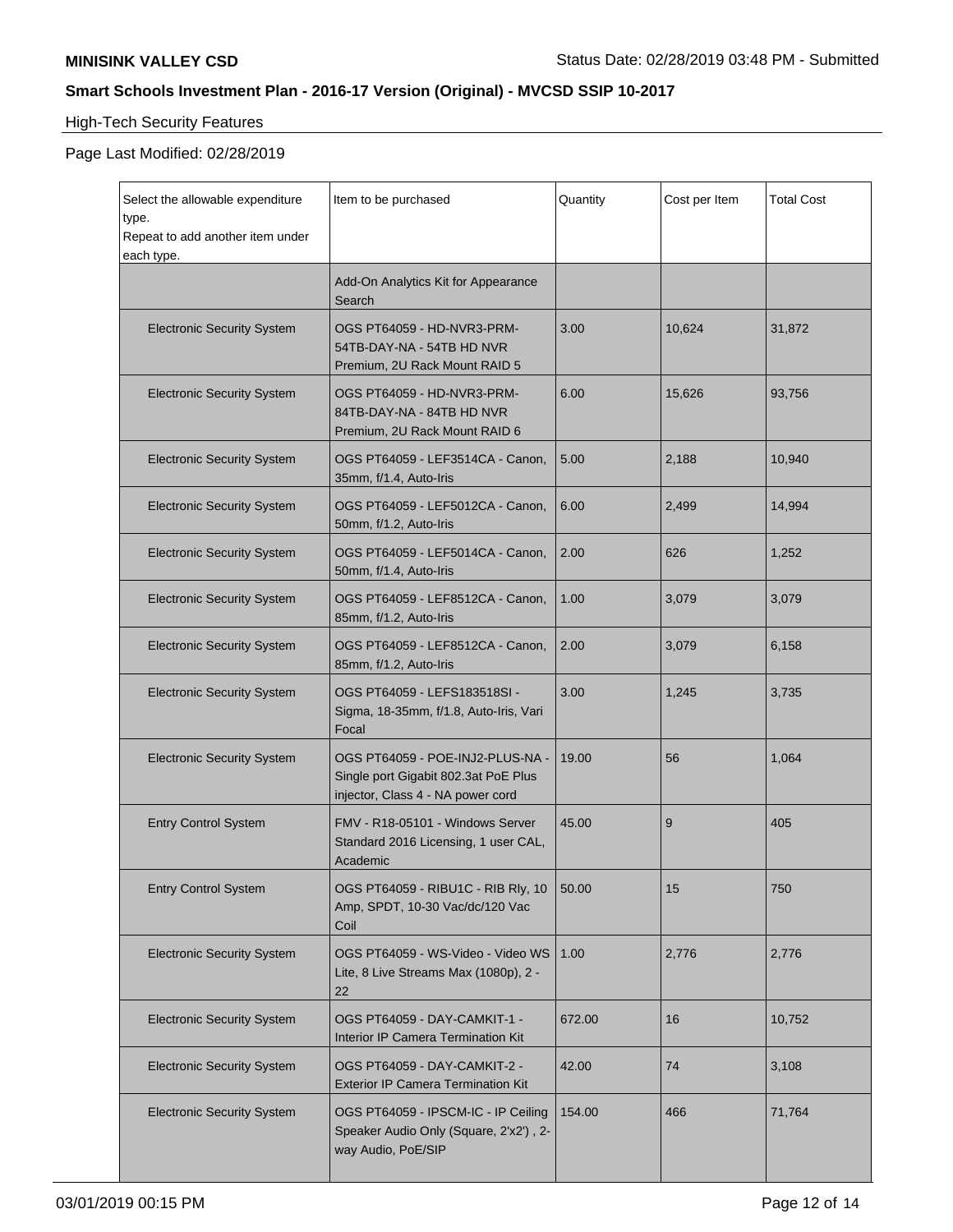High-Tech Security Features

Page Last Modified: 02/28/2019

| Select the allowable expenditure type. Repeat to add another item under each type. | Item to be purchased | Quantity | Cost per Item | Total Cost |
|---|---|---|---|---|
| | Add-On Analytics Kit for Appearance Search | | | |
| Electronic Security System | OGS PT64059 - HD-NVR3-PRM-54TB-DAY-NA - 54TB HD NVR Premium, 2U Rack Mount RAID 5 | 3.00 | 10,624 | 31,872 |
| Electronic Security System | OGS PT64059 - HD-NVR3-PRM-84TB-DAY-NA - 84TB HD NVR Premium, 2U Rack Mount RAID 6 | 6.00 | 15,626 | 93,756 |
| Electronic Security System | OGS PT64059 - LEF3514CA - Canon, 35mm, f/1.4, Auto-Iris | 5.00 | 2,188 | 10,940 |
| Electronic Security System | OGS PT64059 - LEF5012CA - Canon, 50mm, f/1.2, Auto-Iris | 6.00 | 2,499 | 14,994 |
| Electronic Security System | OGS PT64059 - LEF5014CA - Canon, 50mm, f/1.4, Auto-Iris | 2.00 | 626 | 1,252 |
| Electronic Security System | OGS PT64059 - LEF8512CA - Canon, 85mm, f/1.2, Auto-Iris | 1.00 | 3,079 | 3,079 |
| Electronic Security System | OGS PT64059 - LEF8512CA - Canon, 85mm, f/1.2, Auto-Iris | 2.00 | 3,079 | 6,158 |
| Electronic Security System | OGS PT64059 - LEFS183518SI - Sigma, 18-35mm, f/1.8, Auto-Iris, Vari Focal | 3.00 | 1,245 | 3,735 |
| Electronic Security System | OGS PT64059 - POE-INJ2-PLUS-NA - Single port Gigabit 802.3at PoE Plus injector, Class 4 - NA power cord | 19.00 | 56 | 1,064 |
| Entry Control System | FMV - R18-05101 - Windows Server Standard 2016 Licensing, 1 user CAL, Academic | 45.00 | 9 | 405 |
| Entry Control System | OGS PT64059 - RIBU1C - RIB Rly, 10 Amp, SPDT, 10-30 Vac/dc/120 Vac Coil | 50.00 | 15 | 750 |
| Electronic Security System | OGS PT64059 - WS-Video - Video WS Lite, 8 Live Streams Max (1080p), 2 - 22 | 1.00 | 2,776 | 2,776 |
| Electronic Security System | OGS PT64059 - DAY-CAMKIT-1 - Interior IP Camera Termination Kit | 672.00 | 16 | 10,752 |
| Electronic Security System | OGS PT64059 - DAY-CAMKIT-2 - Exterior IP Camera Termination Kit | 42.00 | 74 | 3,108 |
| Electronic Security System | OGS PT64059 - IPSCM-IC - IP Ceiling Speaker Audio Only (Square, 2'x2') , 2-way Audio, PoE/SIP | 154.00 | 466 | 71,764 |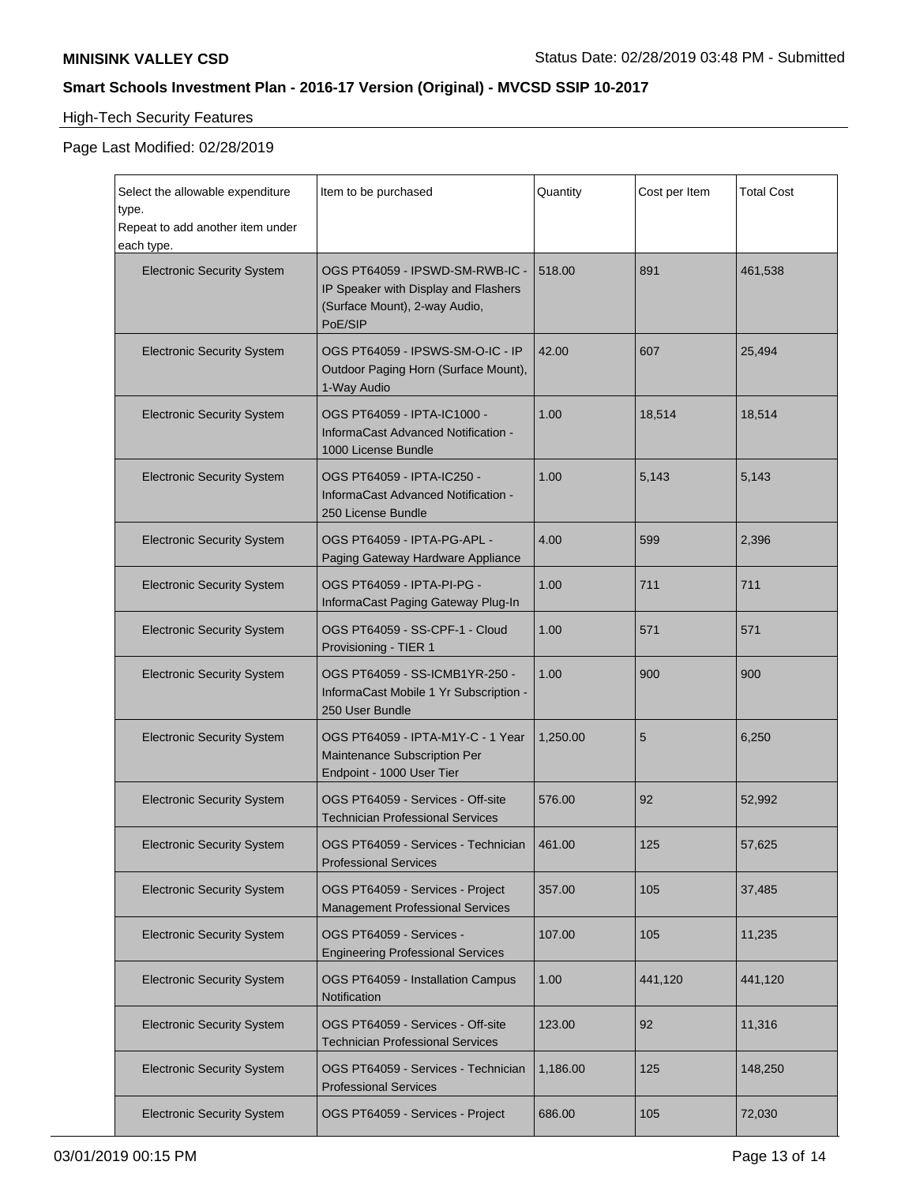## High-Tech Security Features

Page Last Modified: 02/28/2019

| Select the allowable expenditure type. Repeat to add another item under each type. | Item to be purchased | Quantity | Cost per Item | Total Cost |
|---|---|---|---|---|
| Electronic Security System | OGS PT64059 - IPSWD-SM-RWB-IC - IP Speaker with Display and Flashers (Surface Mount), 2-way Audio, PoE/SIP | 518.00 | 891 | 461,538 |
| Electronic Security System | OGS PT64059 - IPSWS-SM-O-IC - IP Outdoor Paging Horn (Surface Mount), 1-Way Audio | 42.00 | 607 | 25,494 |
| Electronic Security System | OGS PT64059 - IPTA-IC1000 - InformaCast Advanced Notification - 1000 License Bundle | 1.00 | 18,514 | 18,514 |
| Electronic Security System | OGS PT64059 - IPTA-IC250 - InformaCast Advanced Notification - 250 License Bundle | 1.00 | 5,143 | 5,143 |
| Electronic Security System | OGS PT64059 - IPTA-PG-APL - Paging Gateway Hardware Appliance | 4.00 | 599 | 2,396 |
| Electronic Security System | OGS PT64059 - IPTA-PI-PG - InformaCast Paging Gateway Plug-In | 1.00 | 711 | 711 |
| Electronic Security System | OGS PT64059 - SS-CPF-1 - Cloud Provisioning - TIER 1 | 1.00 | 571 | 571 |
| Electronic Security System | OGS PT64059 - SS-ICMB1YR-250 - InformaCast Mobile 1 Yr Subscription - 250 User Bundle | 1.00 | 900 | 900 |
| Electronic Security System | OGS PT64059 - IPTA-M1Y-C - 1 Year Maintenance Subscription Per Endpoint - 1000 User Tier | 1,250.00 | 5 | 6,250 |
| Electronic Security System | OGS PT64059 - Services - Off-site Technician Professional Services | 576.00 | 92 | 52,992 |
| Electronic Security System | OGS PT64059 - Services - Technician Professional Services | 461.00 | 125 | 57,625 |
| Electronic Security System | OGS PT64059 - Services - Project Management Professional Services | 357.00 | 105 | 37,485 |
| Electronic Security System | OGS PT64059 - Services - Engineering Professional Services | 107.00 | 105 | 11,235 |
| Electronic Security System | OGS PT64059 - Installation Campus Notification | 1.00 | 441,120 | 441,120 |
| Electronic Security System | OGS PT64059 - Services - Off-site Technician Professional Services | 123.00 | 92 | 11,316 |
| Electronic Security System | OGS PT64059 - Services - Technician Professional Services | 1,186.00 | 125 | 148,250 |
| Electronic Security System | OGS PT64059 - Services - Project | 686.00 | 105 | 72,030 |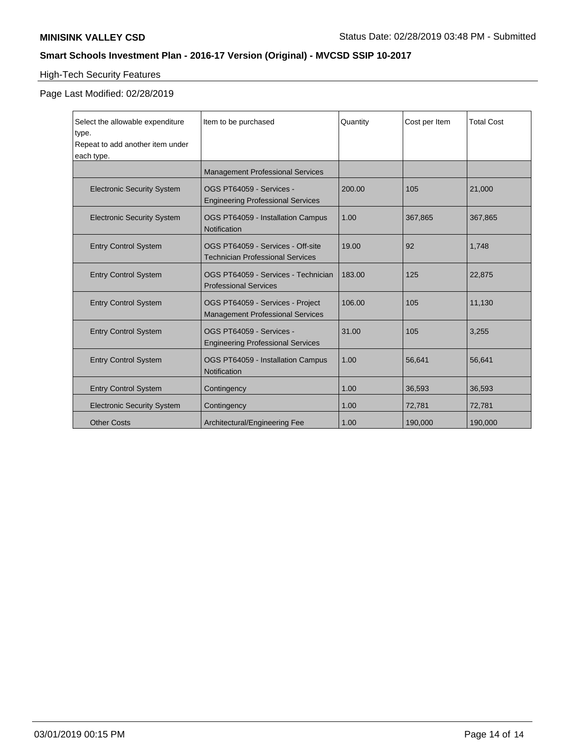**MINISINK VALLEY CSD** Status Date: 02/28/2019 03:48 PM - Submitted

**Smart Schools Investment Plan - 2016-17 Version (Original) - MVCSD SSIP 10-2017**

High-Tech Security Features

Page Last Modified: 02/28/2019

| Select the allowable expenditure type. Repeat to add another item under each type. | Item to be purchased | Quantity | Cost per Item | Total Cost |
|---|---|---|---|---|
| | Management Professional Services | | | |
| Electronic Security System | OGS PT64059 - Services - Engineering Professional Services | 200.00 | 105 | 21,000 |
| Electronic Security System | OGS PT64059 - Installation Campus Notification | 1.00 | 367,865 | 367,865 |
| Entry Control System | OGS PT64059 - Services - Off-site Technician Professional Services | 19.00 | 92 | 1,748 |
| Entry Control System | OGS PT64059 - Services - Technician Professional Services | 183.00 | 125 | 22,875 |
| Entry Control System | OGS PT64059 - Services - Project Management Professional Services | 106.00 | 105 | 11,130 |
| Entry Control System | OGS PT64059 - Services - Engineering Professional Services | 31.00 | 105 | 3,255 |
| Entry Control System | OGS PT64059 - Installation Campus Notification | 1.00 | 56,641 | 56,641 |
| Entry Control System | Contingency | 1.00 | 36,593 | 36,593 |
| Electronic Security System | Contingency | 1.00 | 72,781 | 72,781 |
| Other Costs | Architectural/Engineering Fee | 1.00 | 190,000 | 190,000 |